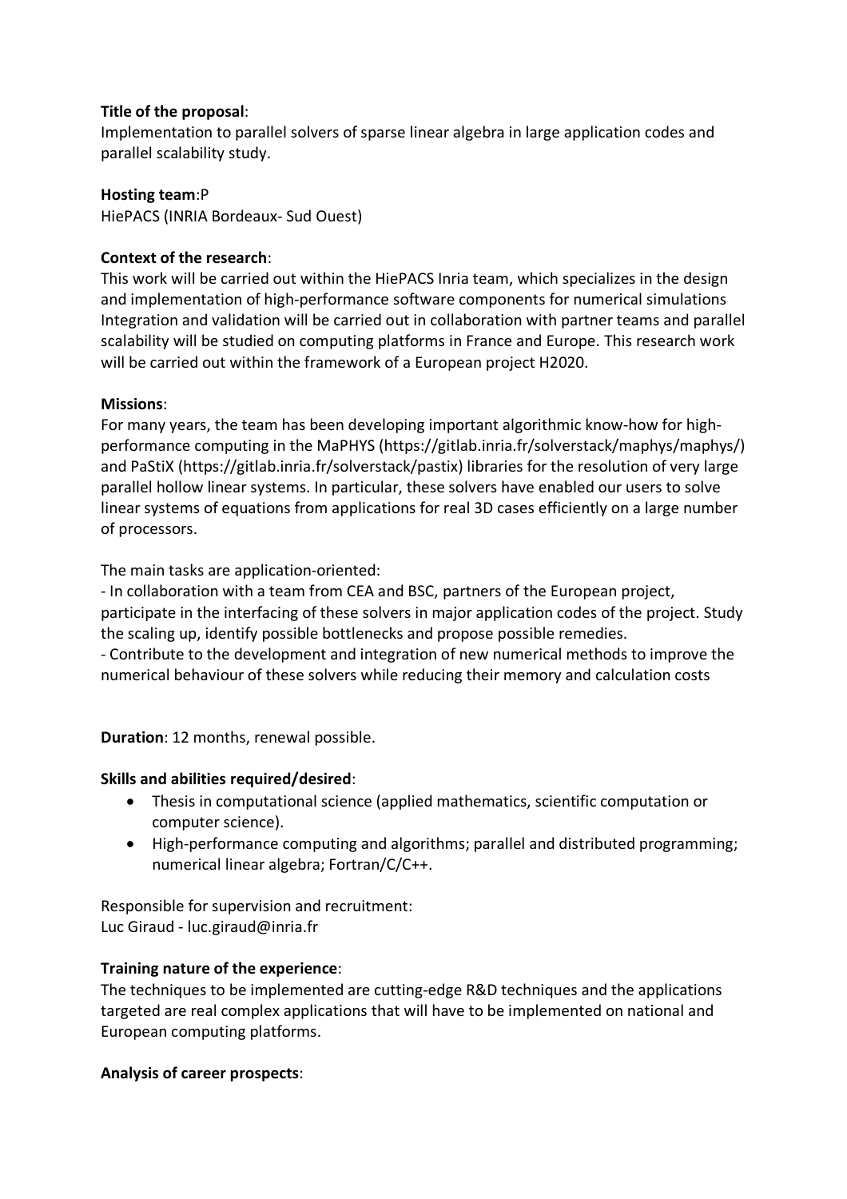**Title of the proposal**:
Implementation to parallel solvers of sparse linear algebra in large application codes and parallel scalability study.

**Hosting team**:P
HiePACS (INRIA Bordeaux- Sud Ouest)

**Context of the research**:
This work will be carried out within the HiePACS Inria team, which specializes in the design and implementation of high-performance software components for numerical simulations Integration and validation will be carried out in collaboration with partner teams and parallel scalability will be studied on computing platforms in France and Europe. This research work will be carried out within the framework of a European project H2020.

**Missions**:
For many years, the team has been developing important algorithmic know-how for high-performance computing in the MaPHYS (https://gitlab.inria.fr/solverstack/maphys/maphys/) and PaStiX (https://gitlab.inria.fr/solverstack/pastix) libraries for the resolution of very large parallel hollow linear systems. In particular, these solvers have enabled our users to solve linear systems of equations from applications for real 3D cases efficiently on a large number of processors.

The main tasks are application-oriented:

- In collaboration with a team from CEA and BSC, partners of the European project, participate in the interfacing of these solvers in major application codes of the project. Study the scaling up, identify possible bottlenecks and propose possible remedies.
- Contribute to the development and integration of new numerical methods to improve the numerical behaviour of these solvers while reducing their memory and calculation costs

**Duration**: 12 months, renewal possible.

**Skills and abilities required/desired**:

- Thesis in computational science (applied mathematics, scientific computation or computer science).
- High-performance computing and algorithms; parallel and distributed programming; numerical linear algebra; Fortran/C/C++.

Responsible for supervision and recruitment:
Luc Giraud - luc.giraud@inria.fr

**Training nature of the experience**:
The techniques to be implemented are cutting-edge R&D techniques and the applications targeted are real complex applications that will have to be implemented on national and European computing platforms.

**Analysis of career prospects**: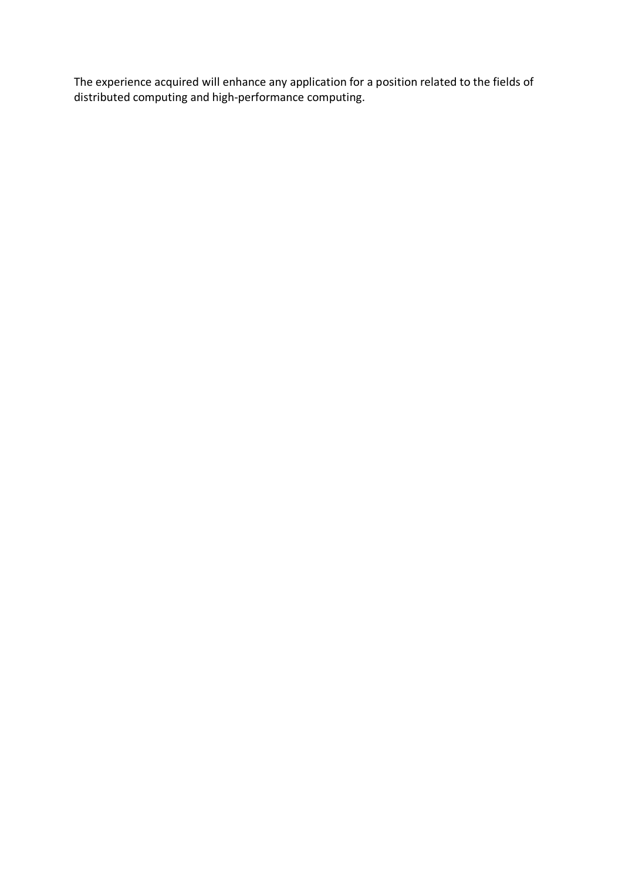The experience acquired will enhance any application for a position related to the fields of distributed computing and high-performance computing.